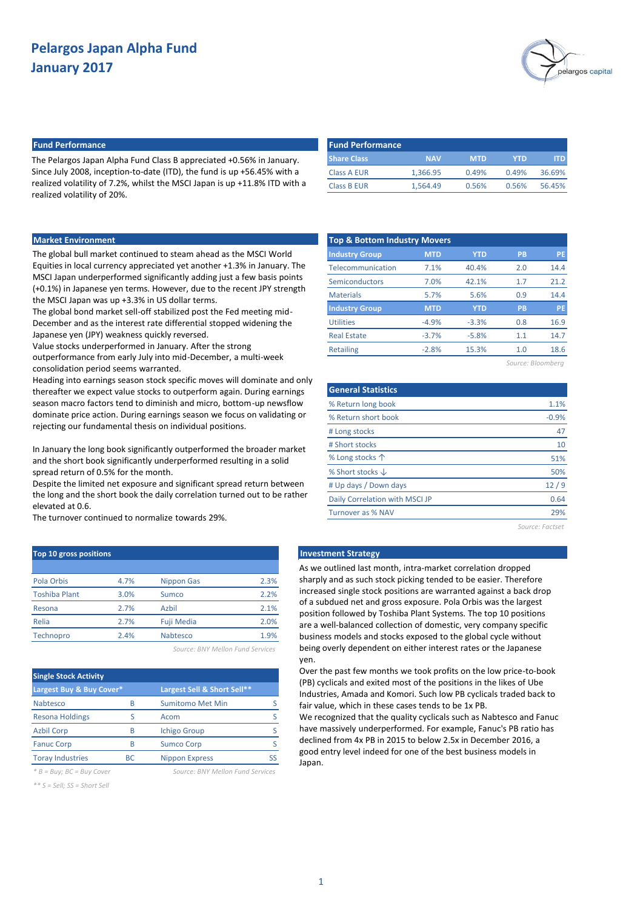# Pelargos Japan Alpha Fund
# January 2017

## Fund Performance

The Pelargos Japan Alpha Fund Class B appreciated +0.56% in January. Since July 2008, inception-to-date (ITD), the fund is up +56.45% with a realized volatility of 7.2%, whilst the MSCI Japan is up +11.8% ITD with a realized volatility of 20%.

| Share Class | NAV | MTD | YTD | ITD |
|---|---|---|---|---|
| Class A EUR | 1,366.95 | 0.49% | 0.49% | 36.69% |
| Class B EUR | 1,564.49 | 0.56% | 0.56% | 56.45% |

## Market Environment

The global bull market continued to steam ahead as the MSCI World Equities in local currency appreciated yet another +1.3% in January. The MSCI Japan underperformed significantly adding just a few basis points (+0.1%) in Japanese yen terms. However, due to the recent JPY strength the MSCI Japan was up +3.3% in US dollar terms.

The global bond market sell-off stabilized post the Fed meeting mid-December and as the interest rate differential stopped widening the Japanese yen (JPY) weakness quickly reversed.

Value stocks underperformed in January. After the strong outperformance from early July into mid-December, a multi-week consolidation period seems warranted.

Heading into earnings season stock specific moves will dominate and only thereafter we expect value stocks to outperform again. During earnings season macro factors tend to diminish and micro, bottom-up newsflow dominate price action. During earnings season we focus on validating or rejecting our fundamental thesis on individual positions.

In January the long book significantly outperformed the broader market and the short book significantly underperformed resulting in a solid spread return of 0.5% for the month.

Despite the limited net exposure and significant spread return between the long and the short book the daily correlation turned out to be rather elevated at 0.6.

The turnover continued to normalize towards 29%.

## Top & Bottom Industry Movers

| Industry Group | MTD | YTD | PB | PE |
|---|---|---|---|---|
| Telecommunication | 7.1% | 40.4% | 2.0 | 14.4 |
| Semiconductors | 7.0% | 42.1% | 1.7 | 21.2 |
| Materials | 5.7% | 5.6% | 0.9 | 14.4 |
| **Industry Group** | **MTD** | **YTD** | **PB** | **PE** |
| Utilities | -4.9% | -3.3% | 0.8 | 16.9 |
| Real Estate | -3.7% | -5.8% | 1.1 | 14.7 |
| Retailing | -2.8% | 15.3% | 1.0 | 18.6 |

*Source: Bloomberg*

## General Statistics

| General Statistics | |
|---|---|
| % Return long book | 1.1% |
| % Return short book | -0.9% |
| # Long stocks | 47 |
| # Short stocks | 10 |
| % Long stocks ↑ | 51% |
| % Short stocks ↓ | 50% |
| # Up days / Down days | 12 / 9 |
| Daily Correlation with MSCI JP | 0.64 |
| Turnover as % NAV | 29% |

*Source: Factset*

## Top 10 gross positions

| | | | |
|---|---|---|---|
| Pola Orbis | 4.7% | Nippon Gas | 2.3% |
| Toshiba Plant | 3.0% | Sumco | 2.2% |
| Resona | 2.7% | Azbil | 2.1% |
| Relia | 2.7% | Fuji Media | 2.0% |
| Technopro | 2.4% | Nabtesco | 1.9% |

*Source: BNY Mellon Fund Services*

## Single Stock Activity

| Largest Buy & Buy Cover* | | Largest Sell & Short Sell** | |
|---|---|---|---|
| Nabtesco | B | Sumitomo Met Min | S |
| Resona Holdings | S | Acom | S |
| Azbil Corp | B | Ichigo Group | S |
| Fanuc Corp | B | Sumco Corp | S |
| Toray Industries | BC | Nippon Express | SS |

*\* B = Buy; BC = Buy Cover*

*\*\* S = Sell; SS = Short Sell*

*Source: BNY Mellon Fund Services*

## Investment Strategy

As we outlined last month, intra-market correlation dropped sharply and as such stock picking tended to be easier. Therefore increased single stock positions are warranted against a back drop of a subdued net and gross exposure. Pola Orbis was the largest position followed by Toshiba Plant Systems. The top 10 positions are a well-balanced collection of domestic, very company specific business models and stocks exposed to the global cycle without being overly dependent on either interest rates or the Japanese yen.

Over the past few months we took profits on the low price-to-book (PB) cyclicals and exited most of the positions in the likes of Ube Industries, Amada and Komori. Such low PB cyclicals traded back to fair value, which in these cases tends to be 1x PB.

We recognized that the quality cyclicals such as Nabtesco and Fanuc have massively underperformed. For example, Fanuc's PB ratio has declined from 4x PB in 2015 to below 2.5x in December 2016, a good entry level indeed for one of the best business models in Japan.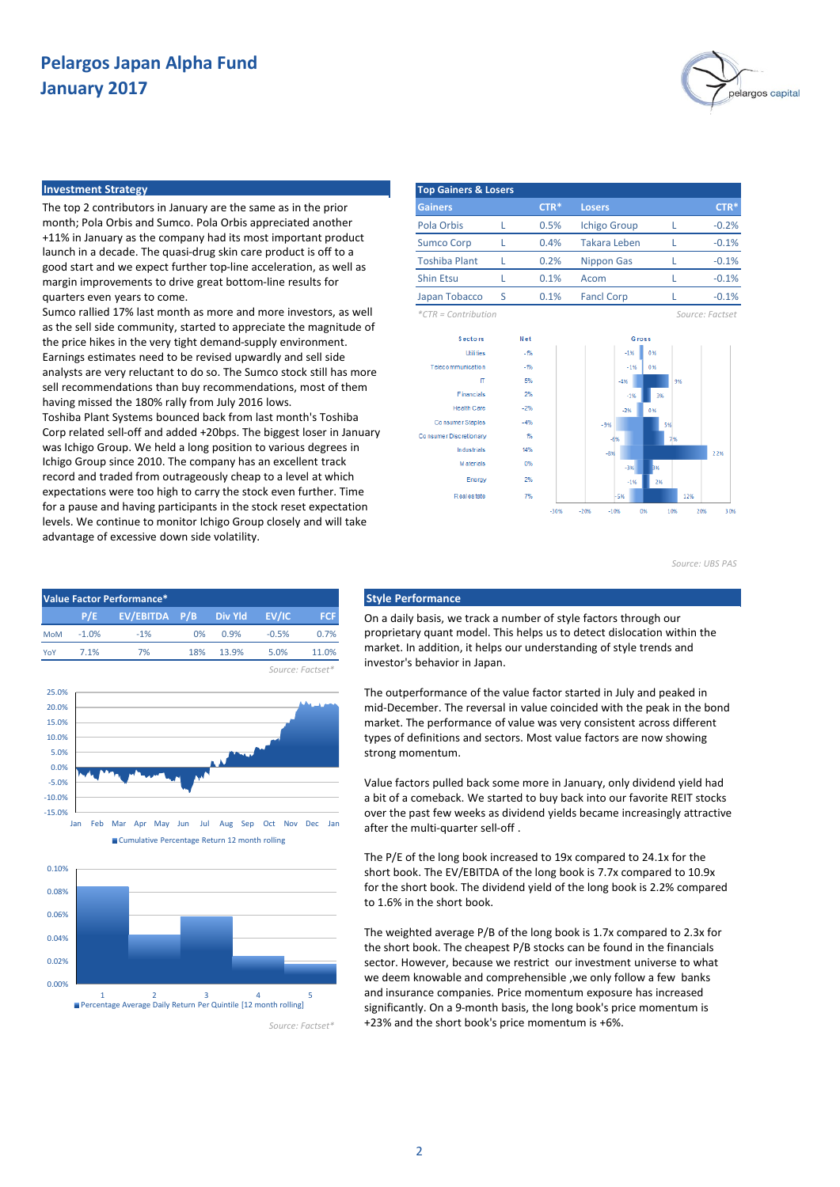# Pelargos Japan Alpha Fund
# January 2017

## Investment Strategy

The top 2 contributors in January are the same as in the prior month; Pola Orbis and Sumco. Pola Orbis appreciated another +11% in January as the company had its most important product launch in a decade. The quasi-drug skin care product is off to a good start and we expect further top-line acceleration, as well as margin improvements to drive great bottom-line results for quarters even years to come.

Sumco rallied 17% last month as more and more investors, as well as the sell side community, started to appreciate the magnitude of the price hikes in the very tight demand-supply environment. Earnings estimates need to be revised upwardly and sell side analysts are very reluctant to do so. The Sumco stock still has more sell recommendations than buy recommendations, most of them having missed the 180% rally from July 2016 lows.

Toshiba Plant Systems bounced back from last month's Toshiba Corp related sell-off and added +20bps. The biggest loser in January was Ichigo Group. We held a long position to various degrees in Ichigo Group since 2010. The company has an excellent track record and traded from outrageously cheap to a level at which expectations were too high to carry the stock even further. Time for a pause and having participants in the stock reset expectation levels. We continue to monitor Ichigo Group closely and will take advantage of excessive down side volatility.

## Top Gainers & Losers

| Gainers | | CTR* | Losers | | CTR* |
|---|---|---|---|---|---|
| Pola Orbis | L | 0.5% | Ichigo Group | L | -0.2% |
| Sumco Corp | L | 0.4% | Takara Leben | L | -0.1% |
| Toshiba Plant | L | 0.2% | Nippon Gas | L | -0.1% |
| Shin Etsu | L | 0.1% | Acom | L | -0.1% |
| Japan Tobacco | S | 0.1% | Fancl Corp | L | -0.1% |

*\*CTR = Contribution* | *Source: Factset*

| Sectors | Net | Gross Short | Gross Long |
|---|---|---|---|
| Utilities | -1% | -1% | 0% |
| Telecommunication | -1% | -1% | 0% |
| IT | 5% | -4% | 9% |
| Financials | 2% | -1% | 3% |
| Health Care | -2% | -2% | 0% |
| Consumer Staples | -4% | -9% | 5% |
| Consumer Discretionary | 1% | -6% | 7% |
| Industrials | 14% | -8% | 22% |
| Materials | 0% | -3% | 3% |
| Energy | 2% | -1% | 2% |
| Real estate | 7% | -5% | 12% |

*Source: UBS PAS*

## Value Factor Performance*

| | P/E | EV/EBITDA | P/B | Div Yld | EV/IC | FCF |
|---|---|---|---|---|---|---|
| MoM | -1.0% | -1% | 0% | 0.9% | -0.5% | 0.7% |
| YoY | 7.1% | 7% | 18% | 13.9% | 5.0% | 11.0% |

*Source: Factset\**

Cumulative Percentage Return 12 month rolling

Percentage Average Daily Return Per Quintile [12 month rolling]

*Source: Factset\**

## Style Performance

On a daily basis, we track a number of style factors through our proprietary quant model. This helps us to detect dislocation within the market. In addition, it helps our understanding of style trends and investor's behavior in Japan.

The outperformance of the value factor started in July and peaked in mid-December. The reversal in value coincided with the peak in the bond market. The performance of value was very consistent across different types of definitions and sectors. Most value factors are now showing strong momentum.

Value factors pulled back some more in January, only dividend yield had a bit of a comeback. We started to buy back into our favorite REIT stocks over the past few weeks as dividend yields became increasingly attractive after the multi-quarter sell-off .

The P/E of the long book increased to 19x compared to 24.1x for the short book. The EV/EBITDA of the long book is 7.7x compared to 10.9x for the short book. The dividend yield of the long book is 2.2% compared to 1.6% in the short book.

The weighted average P/B of the long book is 1.7x compared to 2.3x for the short book. The cheapest P/B stocks can be found in the financials sector. However, because we restrict our investment universe to what we deem knowable and comprehensible ,we only follow a few banks and insurance companies. Price momentum exposure has increased significantly. On a 9-month basis, the long book's price momentum is +23% and the short book's price momentum is +6%.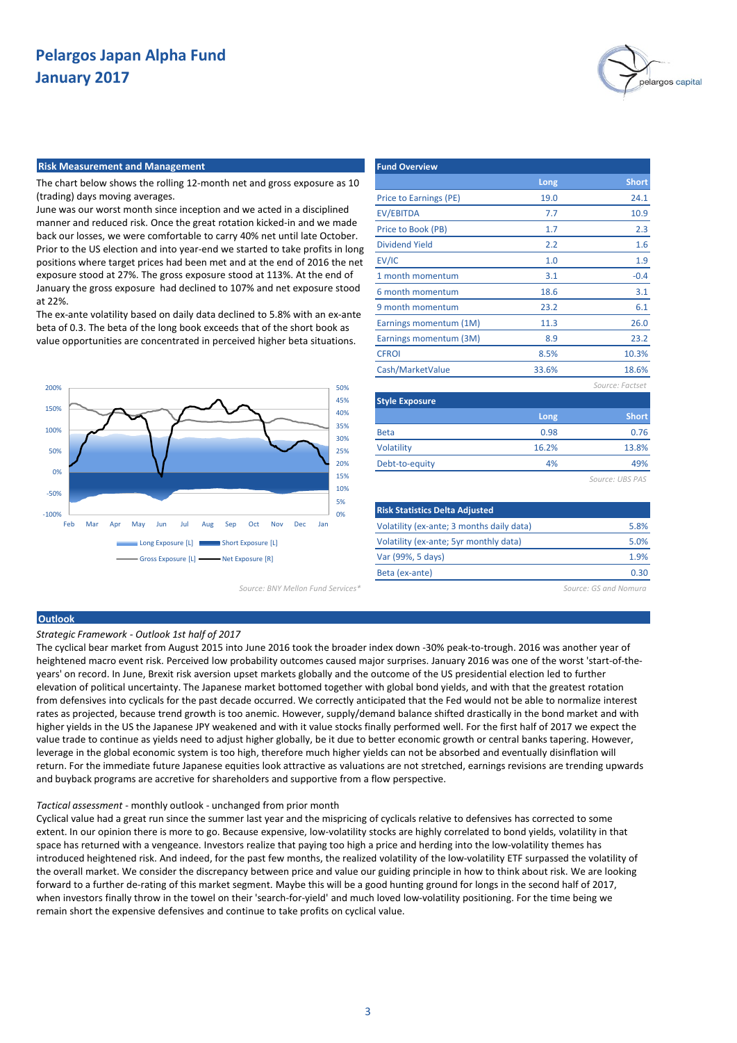# Pelargos Japan Alpha Fund
# January 2017

## Risk Measurement and Management

The chart below shows the rolling 12-month net and gross exposure as 10 (trading) days moving averages.
June was our worst month since inception and we acted in a disciplined manner and reduced risk. Once the great rotation kicked-in and we made back our losses, we were comfortable to carry 40% net until late October. Prior to the US election and into year-end we started to take profits in long positions where target prices had been met and at the end of 2016 the net exposure stood at 27%. The gross exposure stood at 113%. At the end of January the gross exposure had declined to 107% and net exposure stood at 22%.
The ex-ante volatility based on daily data declined to 5.8% with an ex-ante beta of 0.3. The beta of the long book exceeds that of the short book as value opportunities are concentrated in perceived higher beta situations.

Long Exposure [L] | Short Exposure [L] | Gross Exposure [L] | Net Exposure [R]

*Source: BNY Mellon Fund Services**

## Fund Overview

| | Long | Short |
|---|---|---|
| Price to Earnings (PE) | 19.0 | 24.1 |
| EV/EBITDA | 7.7 | 10.9 |
| Price to Book (PB) | 1.7 | 2.3 |
| Dividend Yield | 2.2 | 1.6 |
| EV/IC | 1.0 | 1.9 |
| 1 month momentum | 3.1 | -0.4 |
| 6 month momentum | 18.6 | 3.1 |
| 9 month momentum | 23.2 | 6.1 |
| Earnings momentum (1M) | 11.3 | 26.0 |
| Earnings momentum (3M) | 8.9 | 23.2 |
| CFROI | 8.5% | 10.3% |
| Cash/MarketValue | 33.6% | 18.6% |

*Source: Factset*

## Style Exposure

| | Long | Short |
|---|---|---|
| Beta | 0.98 | 0.76 |
| Volatility | 16.2% | 13.8% |
| Debt-to-equity | 4% | 49% |

*Source: UBS PAS*

## Risk Statistics Delta Adjusted

| | |
|---|---|
| Volatility (ex-ante; 3 months daily data) | 5.8% |
| Volatility (ex-ante; 5yr monthly data) | 5.0% |
| Var (99%, 5 days) | 1.9% |
| Beta (ex-ante) | 0.30 |

*Source: GS and Nomura*

## Outlook

*Strategic Framework - Outlook 1st half of 2017*

The cyclical bear market from August 2015 into June 2016 took the broader index down -30% peak-to-trough. 2016 was another year of heightened macro event risk. Perceived low probability outcomes caused major surprises. January 2016 was one of the worst 'start-of-the-years' on record. In June, Brexit risk aversion upset markets globally and the outcome of the US presidential election led to further elevation of political uncertainty. The Japanese market bottomed together with global bond yields, and with that the greatest rotation from defensives into cyclicals for the past decade occurred. We correctly anticipated that the Fed would not be able to normalize interest rates as projected, because trend growth is too anemic. However, supply/demand balance shifted drastically in the bond market and with higher yields in the US the Japanese JPY weakened and with it value stocks finally performed well. For the first half of 2017 we expect the value trade to continue as yields need to adjust higher globally, be it due to better economic growth or central banks tapering. However, leverage in the global economic system is too high, therefore much higher yields can not be absorbed and eventually disinflation will return. For the immediate future Japanese equities look attractive as valuations are not stretched, earnings revisions are trending upwards and buyback programs are accretive for shareholders and supportive from a flow perspective.

*Tactical assessment* - monthly outlook - unchanged from prior month

Cyclical value had a great run since the summer last year and the mispricing of cyclicals relative to defensives has corrected to some extent. In our opinion there is more to go. Because expensive, low-volatility stocks are highly correlated to bond yields, volatility in that space has returned with a vengeance. Investors realize that paying too high a price and herding into the low-volatility themes has introduced heightened risk. And indeed, for the past few months, the realized volatility of the low-volatility ETF surpassed the volatility of the overall market. We consider the discrepancy between price and value our guiding principle in how to think about risk. We are looking forward to a further de-rating of this market segment. Maybe this will be a good hunting ground for longs in the second half of 2017, when investors finally throw in the towel on their 'search-for-yield' and much loved low-volatility positioning. For the time being we remain short the expensive defensives and continue to take profits on cyclical value.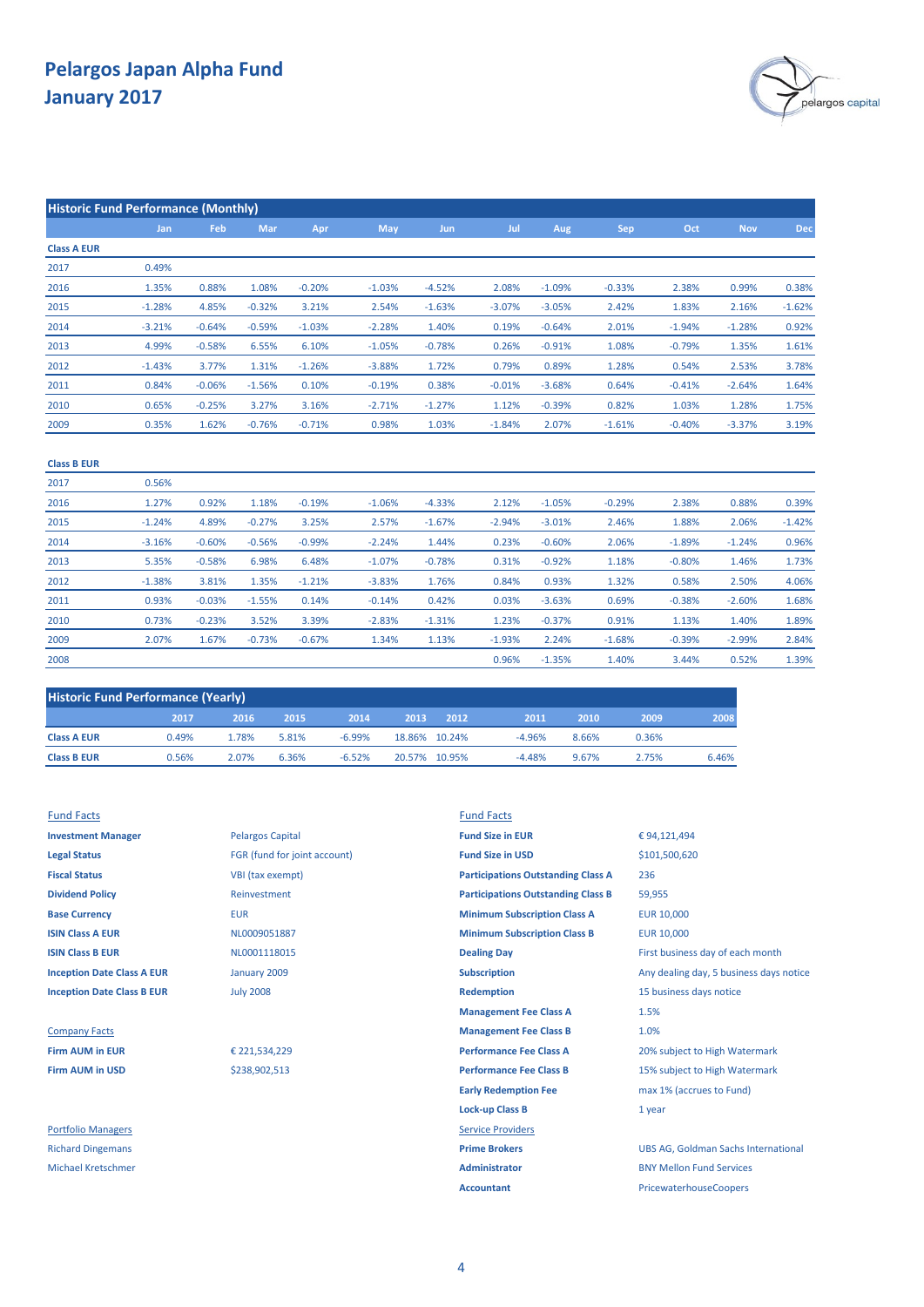# Pelargos Japan Alpha Fund
# January 2017

## Historic Fund Performance (Monthly)

| | Jan | Feb | Mar | Apr | May | Jun | Jul | Aug | Sep | Oct | Nov | Dec |
|---|---|---|---|---|---|---|---|---|---|---|---|---|
| **Class A EUR** | | | | | | | | | | | | |
| 2017 | 0.49% | | | | | | | | | | | |
| 2016 | 1.35% | 0.88% | 1.08% | -0.20% | -1.03% | -4.52% | 2.08% | -1.09% | -0.33% | 2.38% | 0.99% | 0.38% |
| 2015 | -1.28% | 4.85% | -0.32% | 3.21% | 2.54% | -1.63% | -3.07% | -3.05% | 2.42% | 1.83% | 2.16% | -1.62% |
| 2014 | -3.21% | -0.64% | -0.59% | -1.03% | -2.28% | 1.40% | 0.19% | -0.64% | 2.01% | -1.94% | -1.28% | 0.92% |
| 2013 | 4.99% | -0.58% | 6.55% | 6.10% | -1.05% | -0.78% | 0.26% | -0.91% | 1.08% | -0.79% | 1.35% | 1.61% |
| 2012 | -1.43% | 3.77% | 1.31% | -1.26% | -3.88% | 1.72% | 0.79% | 0.89% | 1.28% | 0.54% | 2.53% | 3.78% |
| 2011 | 0.84% | -0.06% | -1.56% | 0.10% | -0.19% | 0.38% | -0.01% | -3.68% | 0.64% | -0.41% | -2.64% | 1.64% |
| 2010 | 0.65% | -0.25% | 3.27% | 3.16% | -2.71% | -1.27% | 1.12% | -0.39% | 0.82% | 1.03% | 1.28% | 1.75% |
| 2009 | 0.35% | 1.62% | -0.76% | -0.71% | 0.98% | 1.03% | -1.84% | 2.07% | -1.61% | -0.40% | -3.37% | 3.19% |
| **Class B EUR** | | | | | | | | | | | | |
| 2017 | 0.56% | | | | | | | | | | | |
| 2016 | 1.27% | 0.92% | 1.18% | -0.19% | -1.06% | -4.33% | 2.12% | -1.05% | -0.29% | 2.38% | 0.88% | 0.39% |
| 2015 | -1.24% | 4.89% | -0.27% | 3.25% | 2.57% | -1.67% | -2.94% | -3.01% | 2.46% | 1.88% | 2.06% | -1.42% |
| 2014 | -3.16% | -0.60% | -0.56% | -0.99% | -2.24% | 1.44% | 0.23% | -0.60% | 2.06% | -1.89% | -1.24% | 0.96% |
| 2013 | 5.35% | -0.58% | 6.98% | 6.48% | -1.07% | -0.78% | 0.31% | -0.92% | 1.18% | -0.80% | 1.46% | 1.73% |
| 2012 | -1.38% | 3.81% | 1.35% | -1.21% | -3.83% | 1.76% | 0.84% | 0.93% | 1.32% | 0.58% | 2.50% | 4.06% |
| 2011 | 0.93% | -0.03% | -1.55% | 0.14% | -0.14% | 0.42% | 0.03% | -3.63% | 0.69% | -0.38% | -2.60% | 1.68% |
| 2010 | 0.73% | -0.23% | 3.52% | 3.39% | -2.83% | -1.31% | 1.23% | -0.37% | 0.91% | 1.13% | 1.40% | 1.89% |
| 2009 | 2.07% | 1.67% | -0.73% | -0.67% | 1.34% | 1.13% | -1.93% | 2.24% | -1.68% | -0.39% | -2.99% | 2.84% |
| 2008 | | | | | | | 0.96% | -1.35% | 1.40% | 3.44% | 0.52% | 1.39% |

## Historic Fund Performance (Yearly)

| | 2017 | 2016 | 2015 | 2014 | 2013 | 2012 | 2011 | 2010 | 2009 | 2008 |
|---|---|---|---|---|---|---|---|---|---|---|
| **Class A EUR** | 0.49% | 1.78% | 5.81% | -6.99% | 18.86% | 10.24% | -4.96% | 8.66% | 0.36% | |
| **Class B EUR** | 0.56% | 2.07% | 6.36% | -6.52% | 20.57% | 10.95% | -4.48% | 9.67% | 2.75% | 6.46% |

Fund Facts

| | |
|---|---|
| **Investment Manager** | Pelargos Capital |
| **Legal Status** | FGR (fund for joint account) |
| **Fiscal Status** | VBI (tax exempt) |
| **Dividend Policy** | Reinvestment |
| **Base Currency** | EUR |
| **ISIN Class A EUR** | NL0009051887 |
| **ISIN Class B EUR** | NL0001118015 |
| **Inception Date Class A EUR** | January 2009 |
| **Inception Date Class B EUR** | July 2008 |

Company Facts

| | |
|---|---|
| **Firm AUM in EUR** | € 221,534,229 |
| **Firm AUM in USD** | $238,902,513 |

Portfolio Managers

Richard Dingemans
Michael Kretschmer

Fund Facts

| | |
|---|---|
| **Fund Size in EUR** | € 94,121,494 |
| **Fund Size in USD** | $101,500,620 |
| **Participations Outstanding Class A** | 236 |
| **Participations Outstanding Class B** | 59,955 |
| **Minimum Subscription Class A** | EUR 10,000 |
| **Minimum Subscription Class B** | EUR 10,000 |
| **Dealing Day** | First business day of each month |
| **Subscription** | Any dealing day, 5 business days notice |
| **Redemption** | 15 business days notice |
| **Management Fee Class A** | 1.5% |
| **Management Fee Class B** | 1.0% |
| **Performance Fee Class A** | 20% subject to High Watermark |
| **Performance Fee Class B** | 15% subject to High Watermark |
| **Early Redemption Fee** | max 1% (accrues to Fund) |
| **Lock-up Class B** | 1 year |

Service Providers

| | |
|---|---|
| **Prime Brokers** | UBS AG, Goldman Sachs International |
| **Administrator** | BNY Mellon Fund Services |
| **Accountant** | PricewaterhouseCoopers |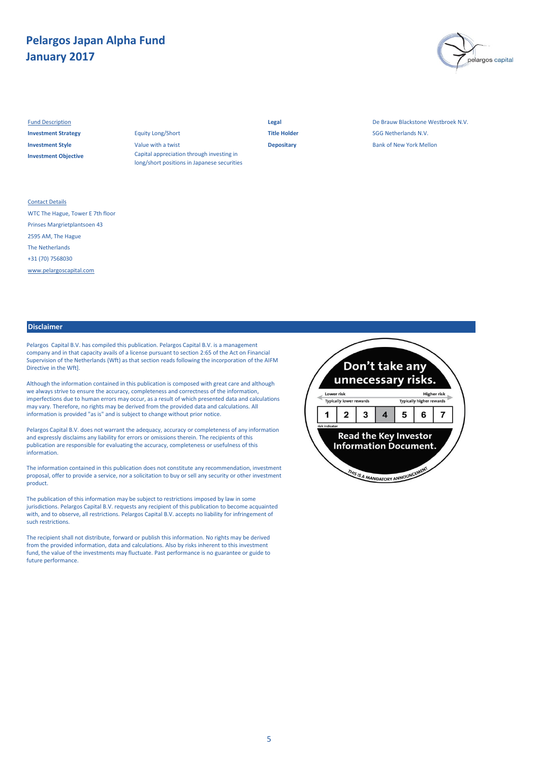# Pelargos Japan Alpha Fund
# January 2017

## Fund Description

| | |
|---|---|
| **Investment Strategy** | Equity Long/Short |
| **Investment Style** | Value with a twist |
| **Investment Objective** | Capital appreciation through investing in long/short positions in Japanese securities |

| | |
|---|---|
| **Legal** | De Brauw Blackstone Westbroek N.V. |
| **Title Holder** | SGG Netherlands N.V. |
| **Depositary** | Bank of New York Mellon |

## Contact Details

WTC The Hague, Tower E 7th floor
Prinses Margrietplantsoen 43
2595 AM, The Hague
The Netherlands
+31 (70) 7568030
www.pelargoscapital.com

## Disclaimer

Pelargos Capital B.V. has compiled this publication. Pelargos Capital B.V. is a management company and in that capacity avails of a license pursuant to section 2:65 of the Act on Financial Supervision of the Netherlands (Wft) as that section reads following the incorporation of the AIFM Directive in the Wft].

Although the information contained in this publication is composed with great care and although we always strive to ensure the accuracy, completeness and correctness of the information, imperfections due to human errors may occur, as a result of which presented data and calculations may vary. Therefore, no rights may be derived from the provided data and calculations. All information is provided "as is" and is subject to change without prior notice.

Pelargos Capital B.V. does not warrant the adequacy, accuracy or completeness of any information and expressly disclaims any liability for errors or omissions therein. The recipients of this publication are responsible for evaluating the accuracy, completeness or usefulness of this information.

The information contained in this publication does not constitute any recommendation, investment proposal, offer to provide a service, nor a solicitation to buy or sell any security or other investment product.

The publication of this information may be subject to restrictions imposed by law in some jurisdictions. Pelargos Capital B.V. requests any recipient of this publication to become acquainted with, and to observe, all restrictions. Pelargos Capital B.V. accepts no liability for infringement of such restrictions.

The recipient shall not distribute, forward or publish this information. No rights may be derived from the provided information, data and calculations. Also by risks inherent to this investment fund, the value of the investments may fluctuate. Past performance is no guarantee or guide to future performance.

Don't take any unnecessary risks.

Lower risk — Typically lower rewards
Higher risk — Typically higher rewards

1 2 3 4 5 6 7

risk indicator

Read the Key Investor Information Document.

THIS IS A MANDATORY ANNOUNCEMENT